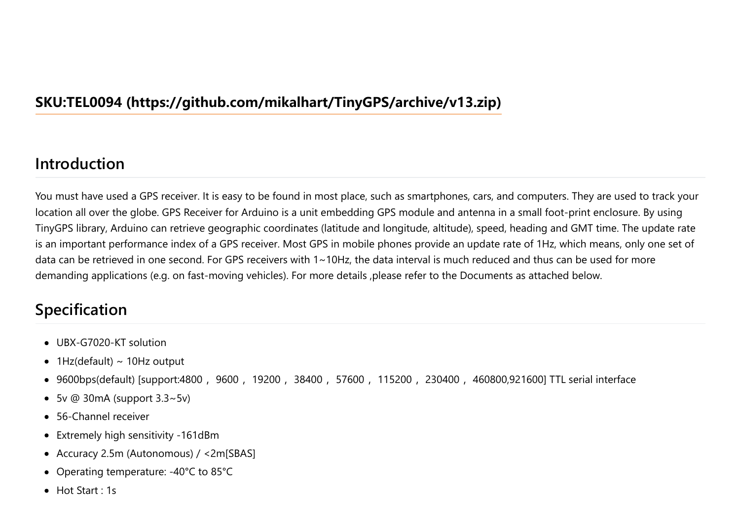## SKU:TEL0094 (https://github.com/mikalhart/TinyGPS/archive/v13.zip)

## Introduction

You must have used a GPS receiver. It is easy to be found in most place, such as smartphones, cars, and computers. They are used to track your location all over the globe. GPS Receiver for Arduino is a unit embedding GPS module and antenna in a small foot-print enclosure. By using TinyGPS library, Arduino can retrieve geographic coordinates (latitude and longitude, altitude), speed, heading and GMT time. The update rate is an important performance index of a GPS receiver. Most GPS in mobile phones provide an update rate of 1Hz, which means, only one set of data can be retrieved in one second. For GPS receivers with 1~10Hz, the data interval is much reduced and thus can be used for more demanding applications (e.g. on fast-moving vehicles). For more details ,please refer to the Documents as attached below.

## Specification

- UBX-G7020-KT solution
- 1Hz(default) ~ 10Hz output
- 9600bps(default) [support:4800， 9600， 19200， 38400， 57600， 115200， 230400， 460800,921600] TTL serial interface
- 5v @ 30mA (support 3.3~5v)
- 56-Channel receiver
- Extremely high sensitivity -161dBm
- Accuracy 2.5m (Autonomous) / <2m[SBAS]
- Operating temperature: -40°C to 85°C
- Hot Start : 1s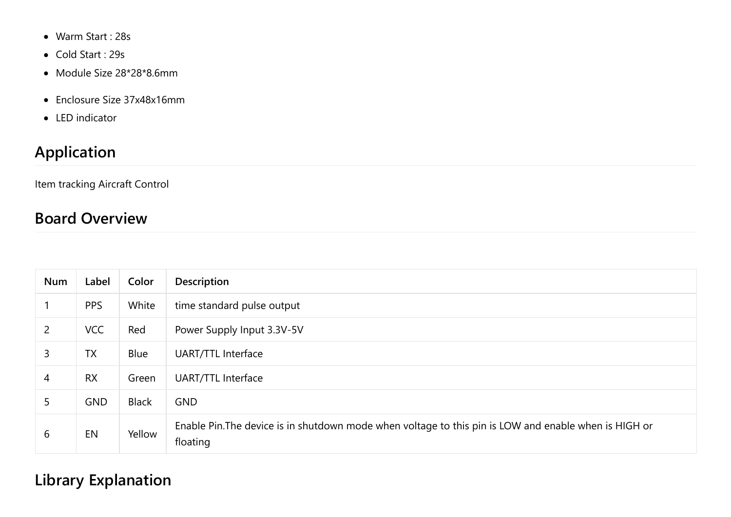- Warm Start : 28s
- Cold Start : 29s
- Module Size 28*28*8.6mm

- Enclosure Size 37x48x16mm
- LED indicator

## Application

Item tracking Aircraft Control

## Board Overview

| Num | Label | Color | Description |
|---|---|---|---|
| 1 | PPS | White | time standard pulse output |
| 2 | VCC | Red | Power Supply Input 3.3V-5V |
| 3 | TX | Blue | UART/TTL Interface |
| 4 | RX | Green | UART/TTL Interface |
| 5 | GND | Black | GND |
| 6 | EN | Yellow | Enable Pin.The device is in shutdown mode when voltage to this pin is LOW and enable when is HIGH or floating |

## Library Explanation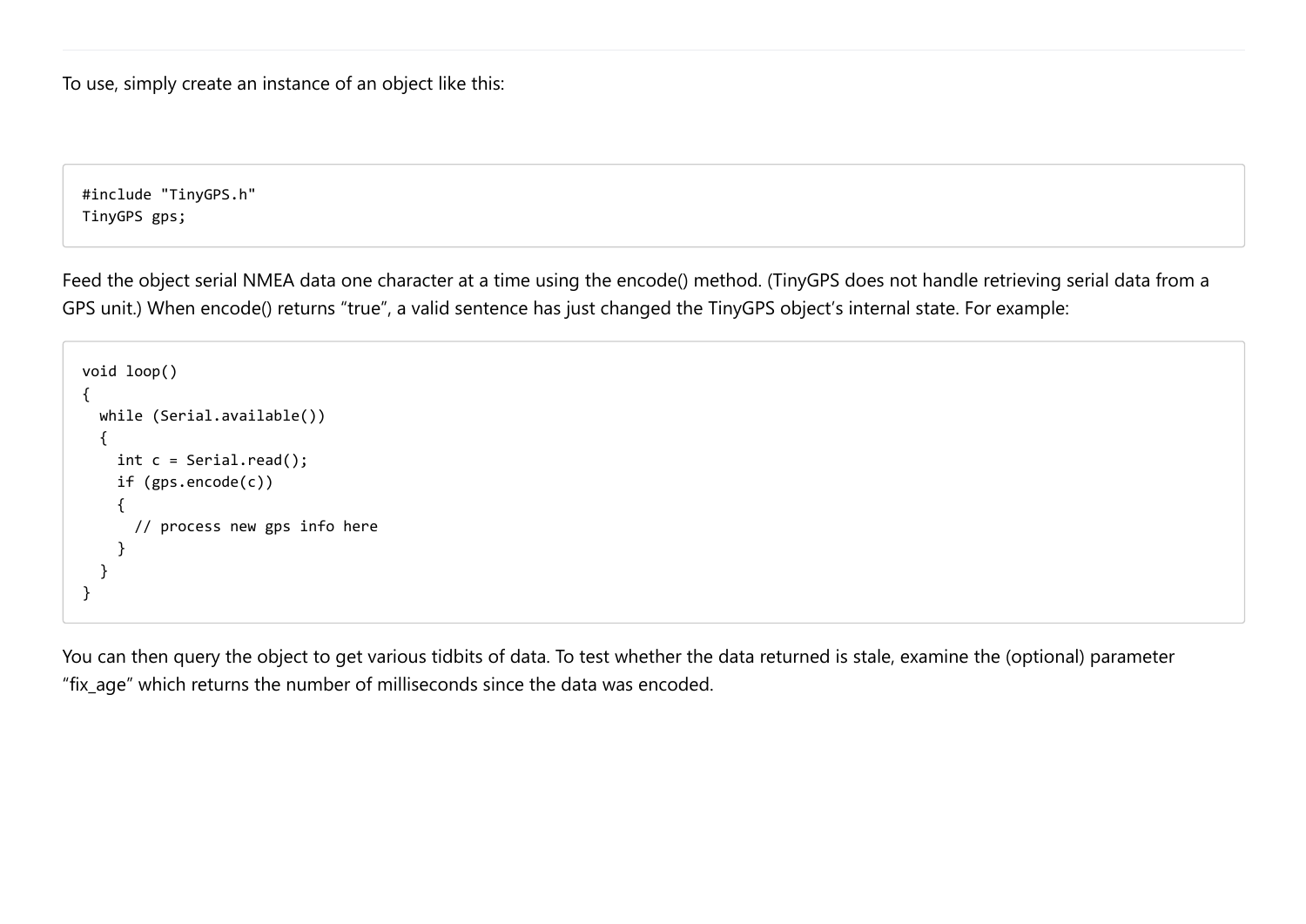To use, simply create an instance of an object like this:

```
#include "TinyGPS.h"
TinyGPS gps;
```

Feed the object serial NMEA data one character at a time using the encode() method. (TinyGPS does not handle retrieving serial data from a GPS unit.) When encode() returns "true", a valid sentence has just changed the TinyGPS object's internal state. For example:

```
void loop()
{
  while (Serial.available())
  {
    int c = Serial.read();
    if (gps.encode(c))
    {
      // process new gps info here
    }
  }
}
```

You can then query the object to get various tidbits of data. To test whether the data returned is stale, examine the (optional) parameter "fix_age" which returns the number of milliseconds since the data was encoded.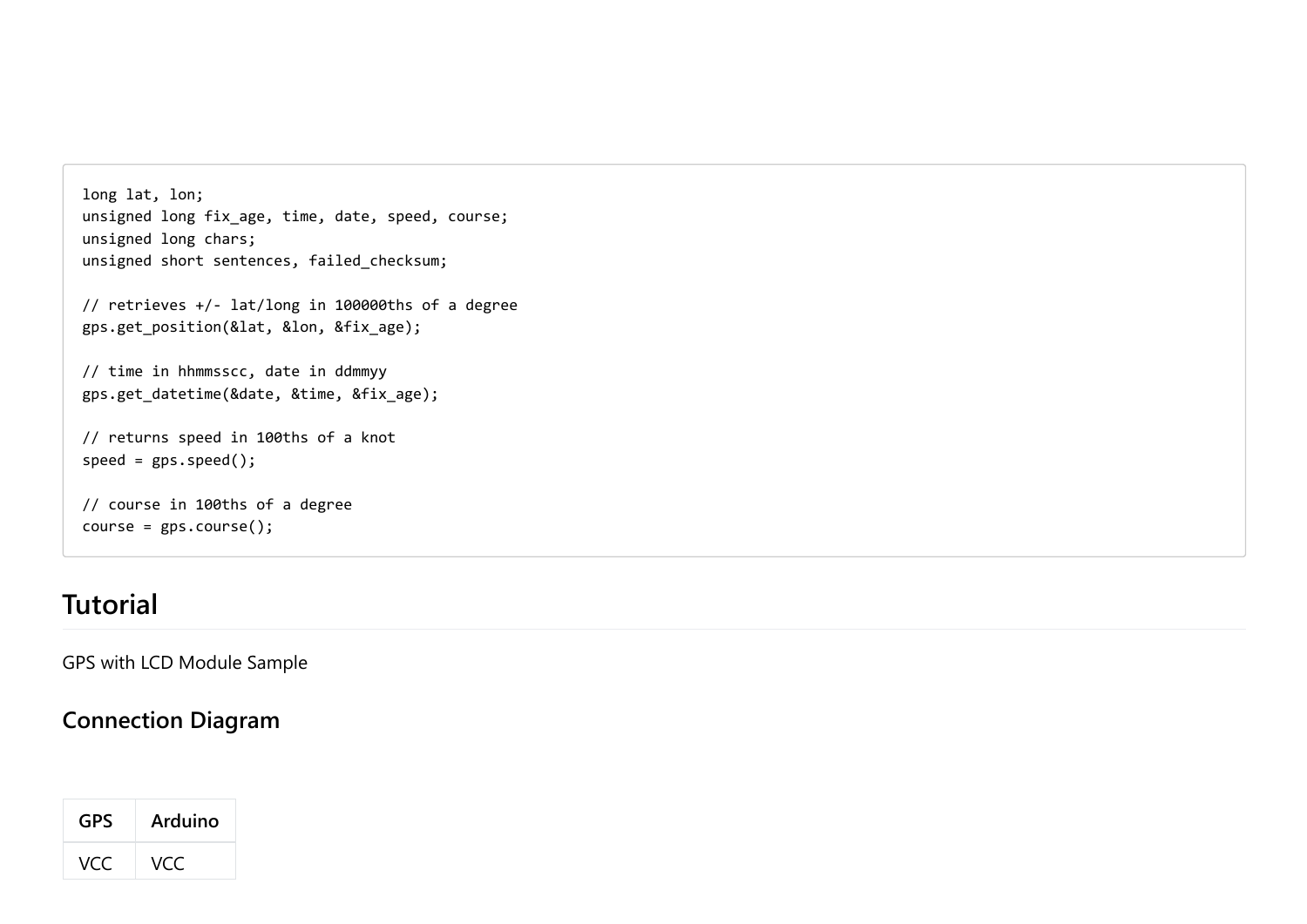```
long lat, lon;
unsigned long fix_age, time, date, speed, course;
unsigned long chars;
unsigned short sentences, failed_checksum;

// retrieves +/- lat/long in 100000ths of a degree
gps.get_position(&lat, &lon, &fix_age);

// time in hhmmsscc, date in ddmmyy
gps.get_datetime(&date, &time, &fix_age);

// returns speed in 100ths of a knot
speed = gps.speed();

// course in 100ths of a degree
course = gps.course();
```

## Tutorial

GPS with LCD Module Sample

### Connection Diagram

| GPS | Arduino |
| --- | --- |
| VCC | VCC |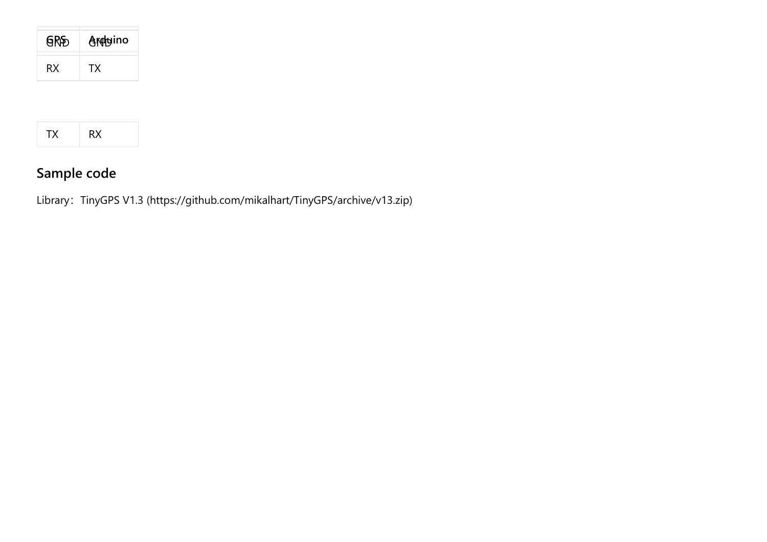| GPS | Arduino |
| --- | --- |
| GND | GND |
| RX | TX |
| TX | RX |

## Sample code

Library：TinyGPS V1.3 (https://github.com/mikalhart/TinyGPS/archive/v13.zip)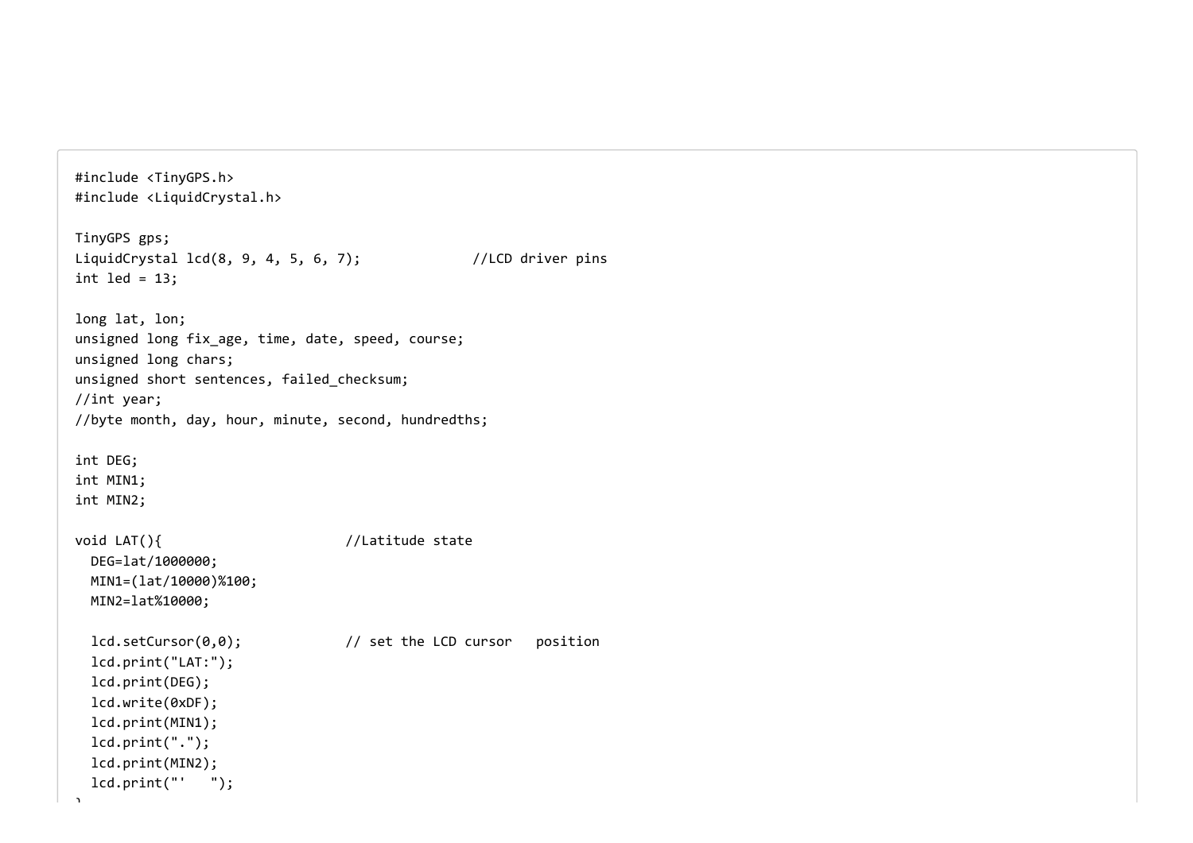```
#include <TinyGPS.h>
#include <LiquidCrystal.h>

TinyGPS gps;
LiquidCrystal lcd(8, 9, 4, 5, 6, 7);              //LCD driver pins
int led = 13;

long lat, lon;
unsigned long fix_age, time, date, speed, course;
unsigned long chars;
unsigned short sentences, failed_checksum;
//int year;
//byte month, day, hour, minute, second, hundredths;

int DEG;
int MIN1;
int MIN2;

void LAT(){                         //Latitude state
  DEG=lat/1000000;
  MIN1=(lat/10000)%100;
  MIN2=lat%10000;

  lcd.setCursor(0,0);             // set the LCD cursor   position
  lcd.print("LAT:");
  lcd.print(DEG);
  lcd.write(0xDF);
  lcd.print(MIN1);
  lcd.print(".");
  lcd.print(MIN2);
  lcd.print("'   ");
}
```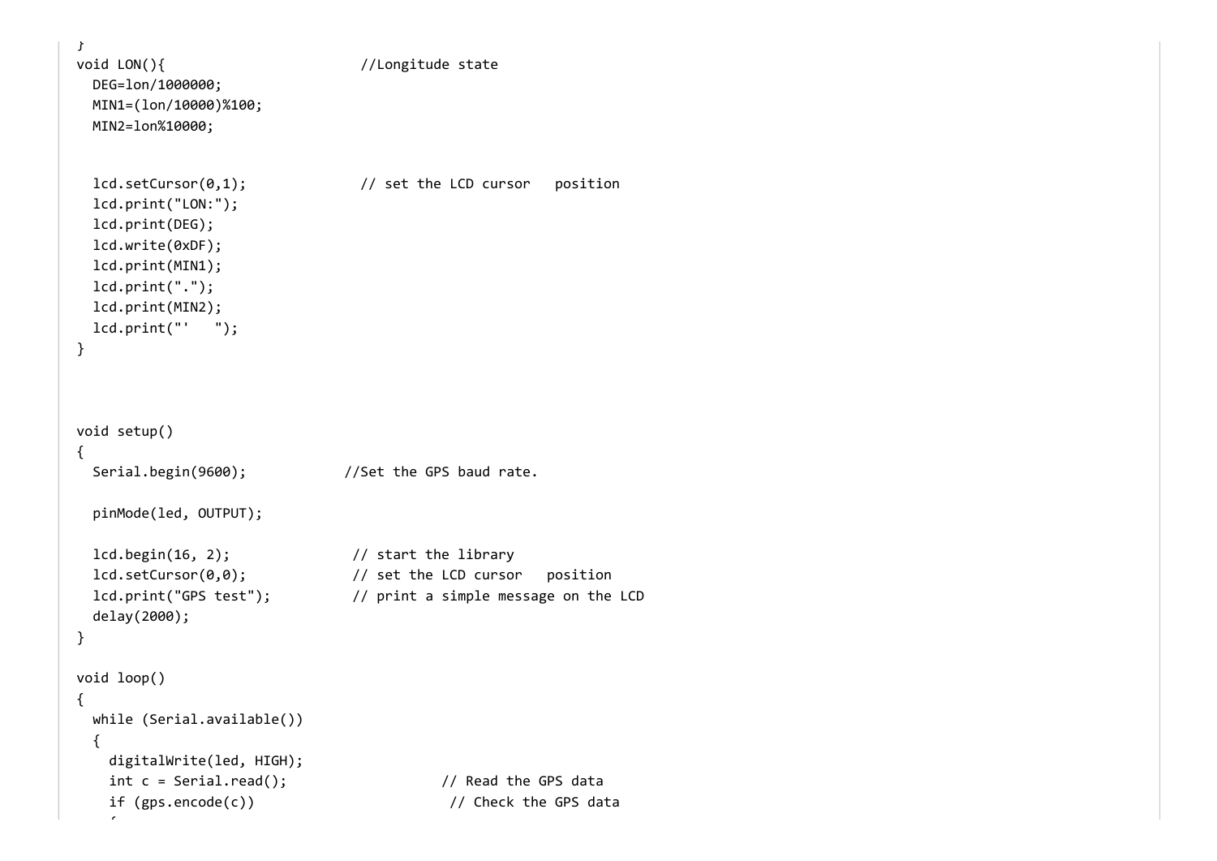```
}
void LON(){                          //Longitude state
  DEG=lon/1000000;
  MIN1=(lon/10000)%100;
  MIN2=lon%10000;


  lcd.setCursor(0,1);               // set the LCD cursor   position
  lcd.print("LON:");
  lcd.print(DEG);
  lcd.write(0xDF);
  lcd.print(MIN1);
  lcd.print(".");
  lcd.print(MIN2);
  lcd.print("'   ");
}



void setup()
{
  Serial.begin(9600);             //Set the GPS baud rate.

  pinMode(led, OUTPUT);

  lcd.begin(16, 2);                // start the library
  lcd.setCursor(0,0);              // set the LCD cursor   position
  lcd.print("GPS test");           // print a simple message on the LCD
  delay(2000);
}

void loop()
{
  while (Serial.available())
  {
    digitalWrite(led, HIGH);
    int c = Serial.read();                    // Read the GPS data
    if (gps.encode(c))                         // Check the GPS data
    {
```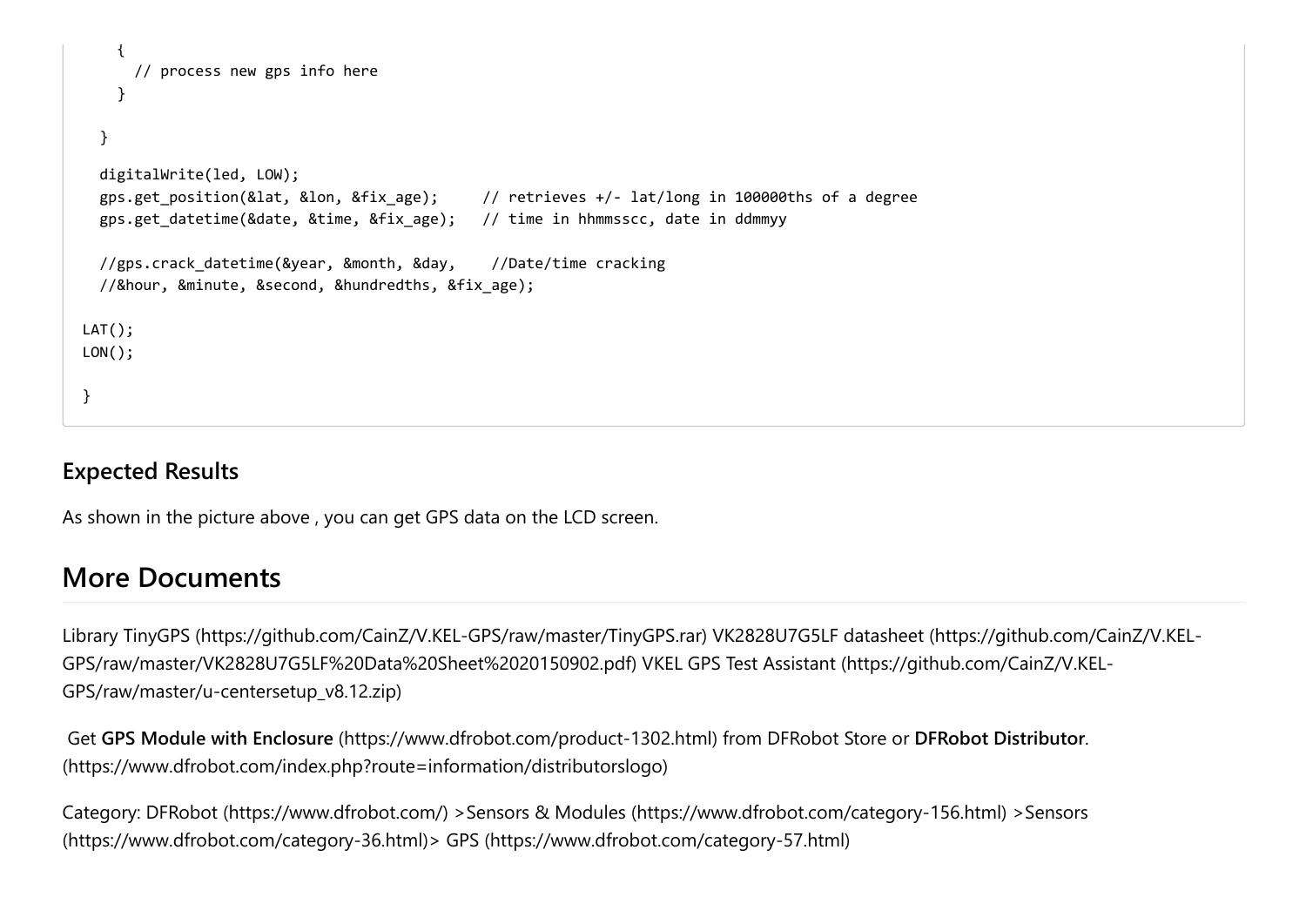```
    {
      // process new gps info here
    }

  }

  digitalWrite(led, LOW);
  gps.get_position(&lat, &lon, &fix_age);     // retrieves +/- lat/long in 100000ths of a degree
  gps.get_datetime(&date, &time, &fix_age);   // time in hhmmsscc, date in ddmmyy

  //gps.crack_datetime(&year, &month, &day,    //Date/time cracking
  //&hour, &minute, &second, &hundredths, &fix_age);

LAT();
LON();

}
```

## Expected Results

As shown in the picture above , you can get GPS data on the LCD screen.

# More Documents

Library TinyGPS (https://github.com/CainZ/V.KEL-GPS/raw/master/TinyGPS.rar) VK2828U7G5LF datasheet (https://github.com/CainZ/V.KEL-GPS/raw/master/VK2828U7G5LF%20Data%20Sheet%2020150902.pdf) VKEL GPS Test Assistant (https://github.com/CainZ/V.KEL-GPS/raw/master/u-centersetup_v8.12.zip)

Get **GPS Module with Enclosure** (https://www.dfrobot.com/product-1302.html) from DFRobot Store or **DFRobot Distributor**. (https://www.dfrobot.com/index.php?route=information/distributorslogo)

Category: DFRobot (https://www.dfrobot.com/) >Sensors & Modules (https://www.dfrobot.com/category-156.html) >Sensors (https://www.dfrobot.com/category-36.html)> GPS (https://www.dfrobot.com/category-57.html)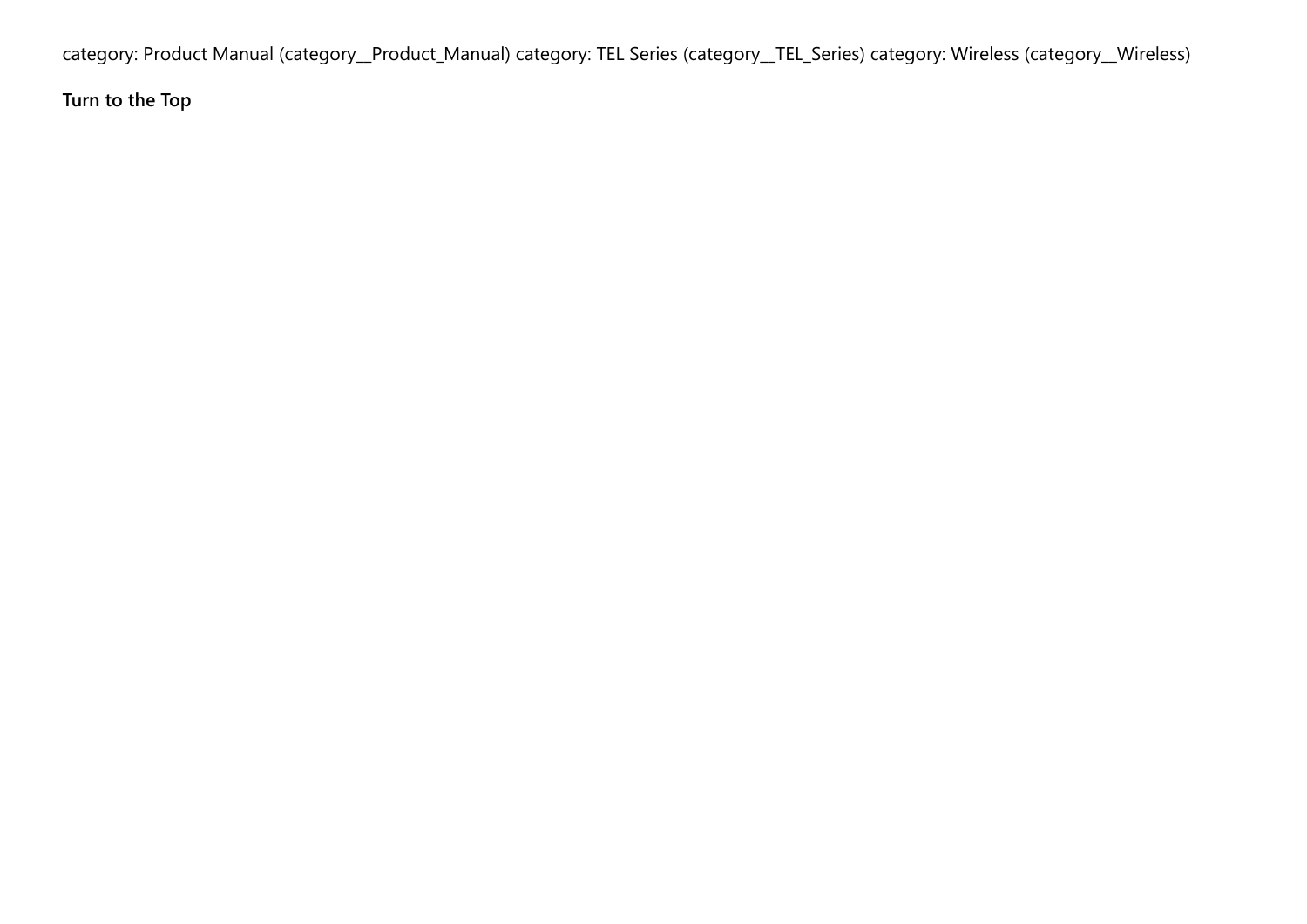category: Product Manual (category__Product_Manual) category: TEL Series (category__TEL_Series) category: Wireless (category__Wireless)

**Turn to the Top**